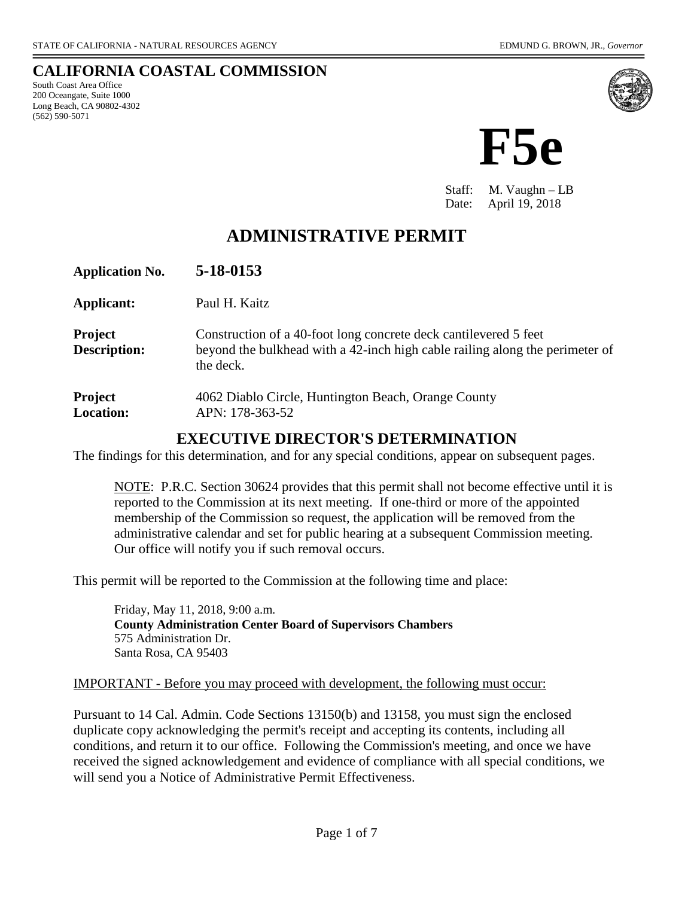STATE OF CALIFORNIA - NATURAL RESOURCES AGENCY EDMUND G. BROWN, JR., *Governor*

## CALIFORNIA COASTAL COMMISSION

South Coast Area Office
200 Oceangate, Suite 1000
Long Beach, CA 90802-4302
(562) 590-5071

# F5e

Staff: M. Vaughn – LB
Date: April 19, 2018

# ADMINISTRATIVE PERMIT

**Application No.** **5-18-0153**

**Applicant:** Paul H. Kaitz

**Project Description:** Construction of a 40-foot long concrete deck cantilevered 5 feet beyond the bulkhead with a 42-inch high cable railing along the perimeter of the deck.

**Project Location:** 4062 Diablo Circle, Huntington Beach, Orange County
APN: 178-363-52

## EXECUTIVE DIRECTOR'S DETERMINATION

The findings for this determination, and for any special conditions, appear on subsequent pages.

> NOTE: P.R.C. Section 30624 provides that this permit shall not become effective until it is reported to the Commission at its next meeting. If one-third or more of the appointed membership of the Commission so request, the application will be removed from the administrative calendar and set for public hearing at a subsequent Commission meeting. Our office will notify you if such removal occurs.

This permit will be reported to the Commission at the following time and place:

> Friday, May 11, 2018, 9:00 a.m.
> **County Administration Center Board of Supervisors Chambers**
> 575 Administration Dr.
> Santa Rosa, CA 95403

IMPORTANT - Before you may proceed with development, the following must occur:

Pursuant to 14 Cal. Admin. Code Sections 13150(b) and 13158, you must sign the enclosed duplicate copy acknowledging the permit's receipt and accepting its contents, including all conditions, and return it to our office. Following the Commission's meeting, and once we have received the signed acknowledgement and evidence of compliance with all special conditions, we will send you a Notice of Administrative Permit Effectiveness.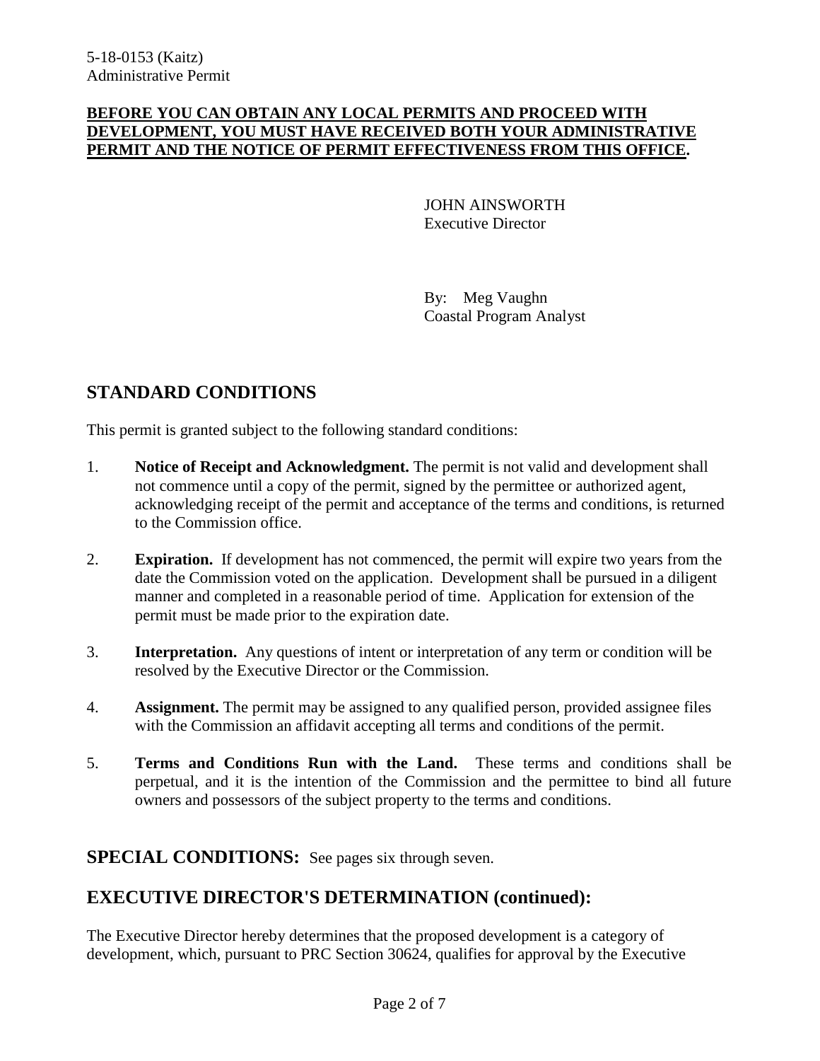**BEFORE YOU CAN OBTAIN ANY LOCAL PERMITS AND PROCEED WITH DEVELOPMENT, YOU MUST HAVE RECEIVED BOTH YOUR ADMINISTRATIVE PERMIT AND THE NOTICE OF PERMIT EFFECTIVENESS FROM THIS OFFICE.**

JOHN AINSWORTH
Executive Director

By: Meg Vaughn
Coastal Program Analyst

## STANDARD CONDITIONS

This permit is granted subject to the following standard conditions:

1. **Notice of Receipt and Acknowledgment.** The permit is not valid and development shall not commence until a copy of the permit, signed by the permittee or authorized agent, acknowledging receipt of the permit and acceptance of the terms and conditions, is returned to the Commission office.

2. **Expiration.** If development has not commenced, the permit will expire two years from the date the Commission voted on the application. Development shall be pursued in a diligent manner and completed in a reasonable period of time. Application for extension of the permit must be made prior to the expiration date.

3. **Interpretation.** Any questions of intent or interpretation of any term or condition will be resolved by the Executive Director or the Commission.

4. **Assignment.** The permit may be assigned to any qualified person, provided assignee files with the Commission an affidavit accepting all terms and conditions of the permit.

5. **Terms and Conditions Run with the Land.** These terms and conditions shall be perpetual, and it is the intention of the Commission and the permittee to bind all future owners and possessors of the subject property to the terms and conditions.

## SPECIAL CONDITIONS: See pages six through seven.

## EXECUTIVE DIRECTOR'S DETERMINATION (continued):

The Executive Director hereby determines that the proposed development is a category of development, which, pursuant to PRC Section 30624, qualifies for approval by the Executive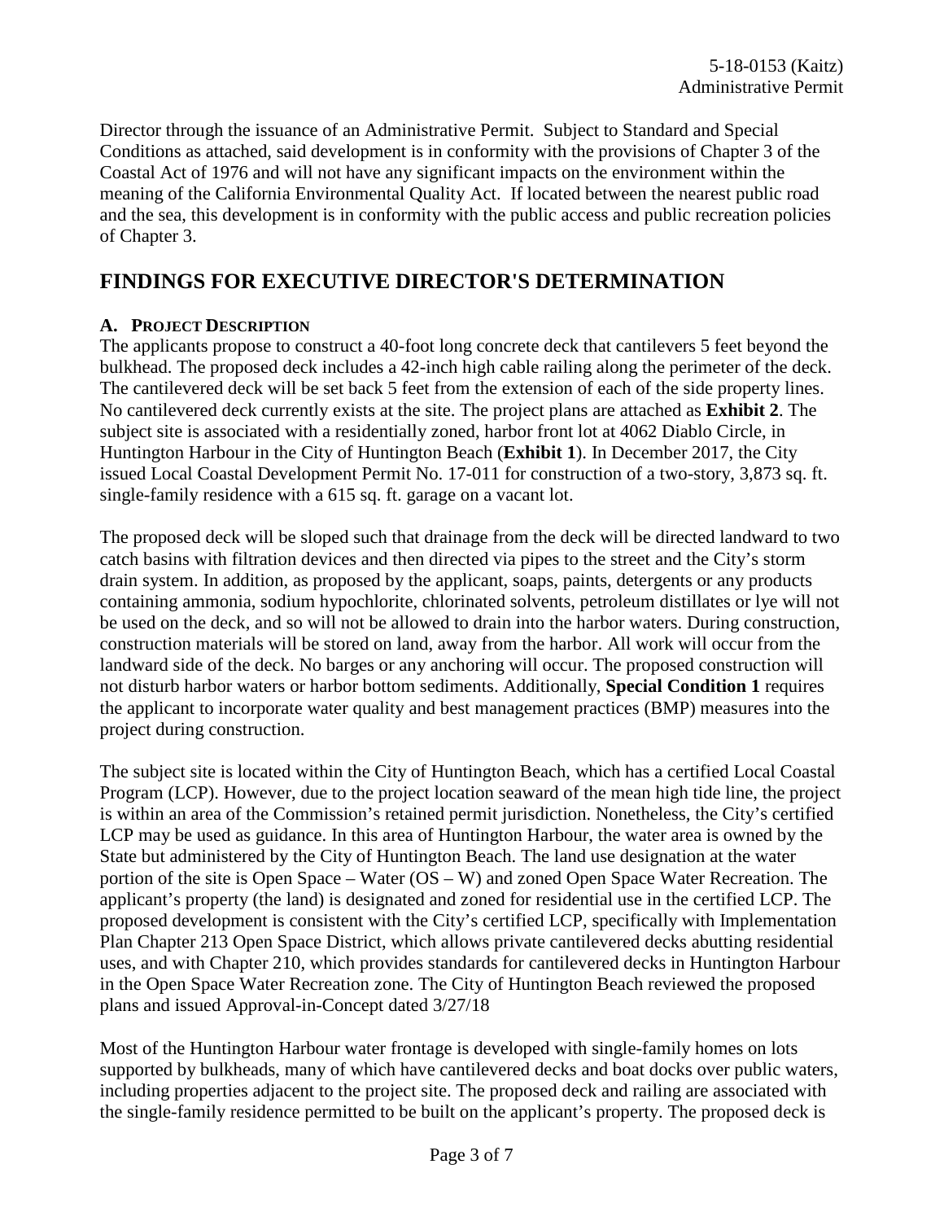Director through the issuance of an Administrative Permit. Subject to Standard and Special Conditions as attached, said development is in conformity with the provisions of Chapter 3 of the Coastal Act of 1976 and will not have any significant impacts on the environment within the meaning of the California Environmental Quality Act. If located between the nearest public road and the sea, this development is in conformity with the public access and public recreation policies of Chapter 3.

## FINDINGS FOR EXECUTIVE DIRECTOR'S DETERMINATION

### A. Project Description

The applicants propose to construct a 40-foot long concrete deck that cantilevers 5 feet beyond the bulkhead. The proposed deck includes a 42-inch high cable railing along the perimeter of the deck. The cantilevered deck will be set back 5 feet from the extension of each of the side property lines. No cantilevered deck currently exists at the site. The project plans are attached as **Exhibit 2**. The subject site is associated with a residentially zoned, harbor front lot at 4062 Diablo Circle, in Huntington Harbour in the City of Huntington Beach (**Exhibit 1**). In December 2017, the City issued Local Coastal Development Permit No. 17-011 for construction of a two-story, 3,873 sq. ft. single-family residence with a 615 sq. ft. garage on a vacant lot.

The proposed deck will be sloped such that drainage from the deck will be directed landward to two catch basins with filtration devices and then directed via pipes to the street and the City's storm drain system. In addition, as proposed by the applicant, soaps, paints, detergents or any products containing ammonia, sodium hypochlorite, chlorinated solvents, petroleum distillates or lye will not be used on the deck, and so will not be allowed to drain into the harbor waters. During construction, construction materials will be stored on land, away from the harbor. All work will occur from the landward side of the deck. No barges or any anchoring will occur. The proposed construction will not disturb harbor waters or harbor bottom sediments. Additionally, **Special Condition 1** requires the applicant to incorporate water quality and best management practices (BMP) measures into the project during construction.

The subject site is located within the City of Huntington Beach, which has a certified Local Coastal Program (LCP). However, due to the project location seaward of the mean high tide line, the project is within an area of the Commission's retained permit jurisdiction. Nonetheless, the City's certified LCP may be used as guidance. In this area of Huntington Harbour, the water area is owned by the State but administered by the City of Huntington Beach. The land use designation at the water portion of the site is Open Space – Water (OS – W) and zoned Open Space Water Recreation. The applicant's property (the land) is designated and zoned for residential use in the certified LCP. The proposed development is consistent with the City's certified LCP, specifically with Implementation Plan Chapter 213 Open Space District, which allows private cantilevered decks abutting residential uses, and with Chapter 210, which provides standards for cantilevered decks in Huntington Harbour in the Open Space Water Recreation zone. The City of Huntington Beach reviewed the proposed plans and issued Approval-in-Concept dated 3/27/18

Most of the Huntington Harbour water frontage is developed with single-family homes on lots supported by bulkheads, many of which have cantilevered decks and boat docks over public waters, including properties adjacent to the project site. The proposed deck and railing are associated with the single-family residence permitted to be built on the applicant's property. The proposed deck is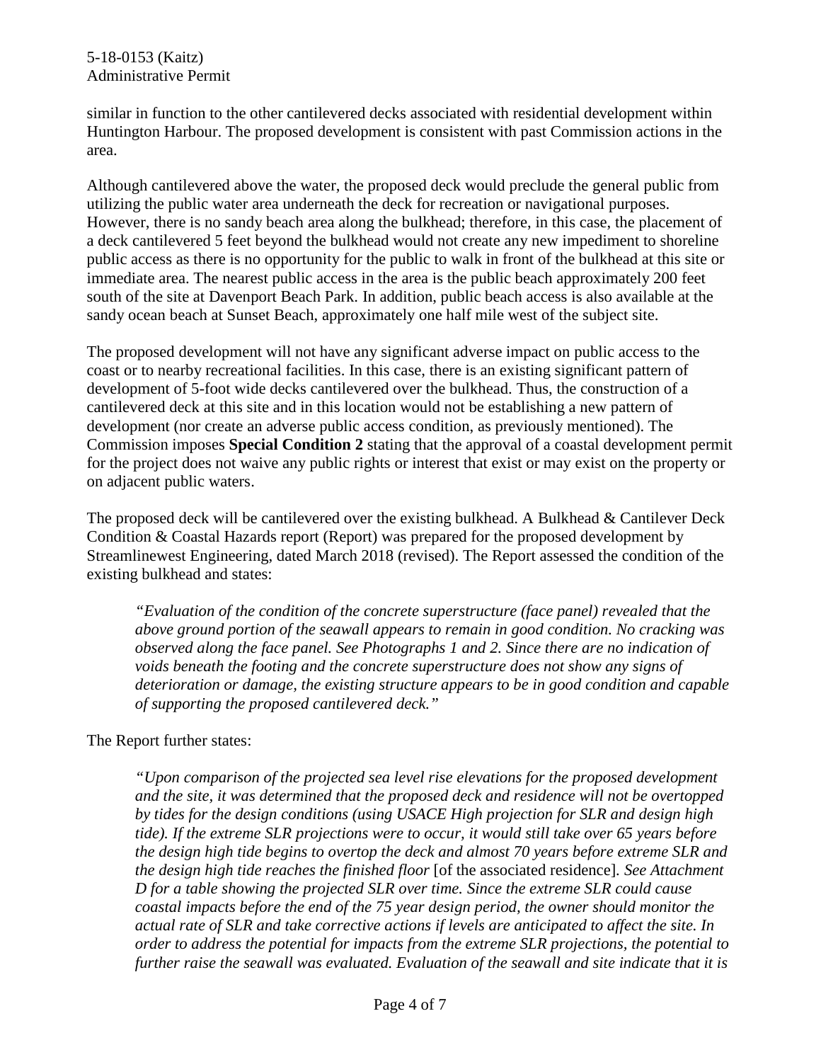similar in function to the other cantilevered decks associated with residential development within Huntington Harbour. The proposed development is consistent with past Commission actions in the area.

Although cantilevered above the water, the proposed deck would preclude the general public from utilizing the public water area underneath the deck for recreation or navigational purposes. However, there is no sandy beach area along the bulkhead; therefore, in this case, the placement of a deck cantilevered 5 feet beyond the bulkhead would not create any new impediment to shoreline public access as there is no opportunity for the public to walk in front of the bulkhead at this site or immediate area. The nearest public access in the area is the public beach approximately 200 feet south of the site at Davenport Beach Park. In addition, public beach access is also available at the sandy ocean beach at Sunset Beach, approximately one half mile west of the subject site.

The proposed development will not have any significant adverse impact on public access to the coast or to nearby recreational facilities. In this case, there is an existing significant pattern of development of 5-foot wide decks cantilevered over the bulkhead. Thus, the construction of a cantilevered deck at this site and in this location would not be establishing a new pattern of development (nor create an adverse public access condition, as previously mentioned). The Commission imposes **Special Condition 2** stating that the approval of a coastal development permit for the project does not waive any public rights or interest that exist or may exist on the property or on adjacent public waters.

The proposed deck will be cantilevered over the existing bulkhead. A Bulkhead & Cantilever Deck Condition & Coastal Hazards report (Report) was prepared for the proposed development by Streamlinewest Engineering, dated March 2018 (revised). The Report assessed the condition of the existing bulkhead and states:

> *"Evaluation of the condition of the concrete superstructure (face panel) revealed that the above ground portion of the seawall appears to remain in good condition. No cracking was observed along the face panel. See Photographs 1 and 2. Since there are no indication of voids beneath the footing and the concrete superstructure does not show any signs of deterioration or damage, the existing structure appears to be in good condition and capable of supporting the proposed cantilevered deck."*

The Report further states:

> *"Upon comparison of the projected sea level rise elevations for the proposed development and the site, it was determined that the proposed deck and residence will not be overtopped by tides for the design conditions (using USACE High projection for SLR and design high tide). If the extreme SLR projections were to occur, it would still take over 65 years before the design high tide begins to overtop the deck and almost 70 years before extreme SLR and the design high tide reaches the finished floor* [of the associated residence]*. See Attachment D for a table showing the projected SLR over time. Since the extreme SLR could cause coastal impacts before the end of the 75 year design period, the owner should monitor the actual rate of SLR and take corrective actions if levels are anticipated to affect the site. In order to address the potential for impacts from the extreme SLR projections, the potential to further raise the seawall was evaluated. Evaluation of the seawall and site indicate that it is*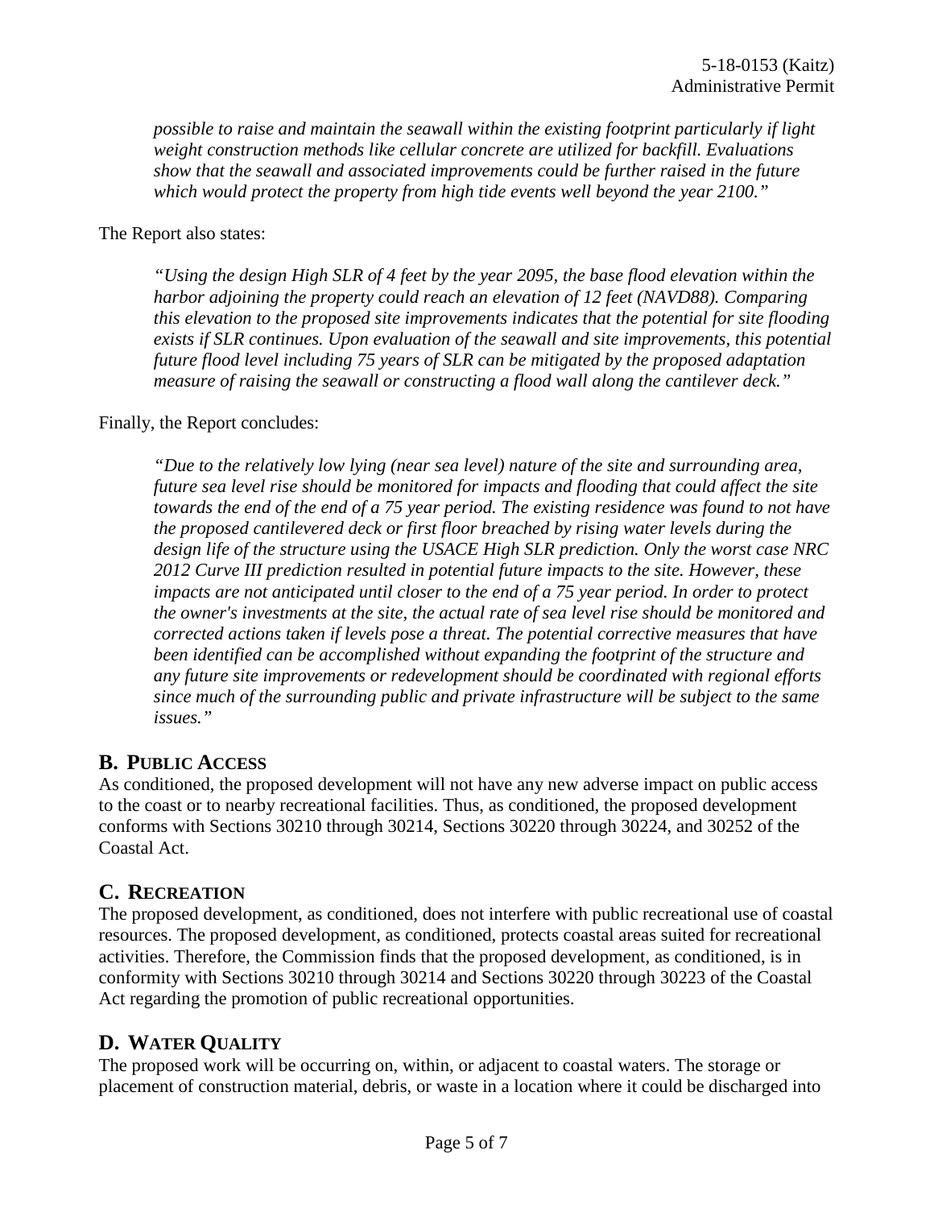*possible to raise and maintain the seawall within the existing footprint particularly if light weight construction methods like cellular concrete are utilized for backfill. Evaluations show that the seawall and associated improvements could be further raised in the future which would protect the property from high tide events well beyond the year 2100."*

The Report also states:

*"Using the design High SLR of 4 feet by the year 2095, the base flood elevation within the harbor adjoining the property could reach an elevation of 12 feet (NAVD88). Comparing this elevation to the proposed site improvements indicates that the potential for site flooding exists if SLR continues. Upon evaluation of the seawall and site improvements, this potential future flood level including 75 years of SLR can be mitigated by the proposed adaptation measure of raising the seawall or constructing a flood wall along the cantilever deck."*

Finally, the Report concludes:

*"Due to the relatively low lying (near sea level) nature of the site and surrounding area, future sea level rise should be monitored for impacts and flooding that could affect the site towards the end of the end of a 75 year period. The existing residence was found to not have the proposed cantilevered deck or first floor breached by rising water levels during the design life of the structure using the USACE High SLR prediction. Only the worst case NRC 2012 Curve III prediction resulted in potential future impacts to the site. However, these impacts are not anticipated until closer to the end of a 75 year period. In order to protect the owner's investments at the site, the actual rate of sea level rise should be monitored and corrected actions taken if levels pose a threat. The potential corrective measures that have been identified can be accomplished without expanding the footprint of the structure and any future site improvements or redevelopment should be coordinated with regional efforts since much of the surrounding public and private infrastructure will be subject to the same issues."*

## B. Public Access

As conditioned, the proposed development will not have any new adverse impact on public access to the coast or to nearby recreational facilities. Thus, as conditioned, the proposed development conforms with Sections 30210 through 30214, Sections 30220 through 30224, and 30252 of the Coastal Act.

## C. Recreation

The proposed development, as conditioned, does not interfere with public recreational use of coastal resources. The proposed development, as conditioned, protects coastal areas suited for recreational activities. Therefore, the Commission finds that the proposed development, as conditioned, is in conformity with Sections 30210 through 30214 and Sections 30220 through 30223 of the Coastal Act regarding the promotion of public recreational opportunities.

## D. Water Quality

The proposed work will be occurring on, within, or adjacent to coastal waters. The storage or placement of construction material, debris, or waste in a location where it could be discharged into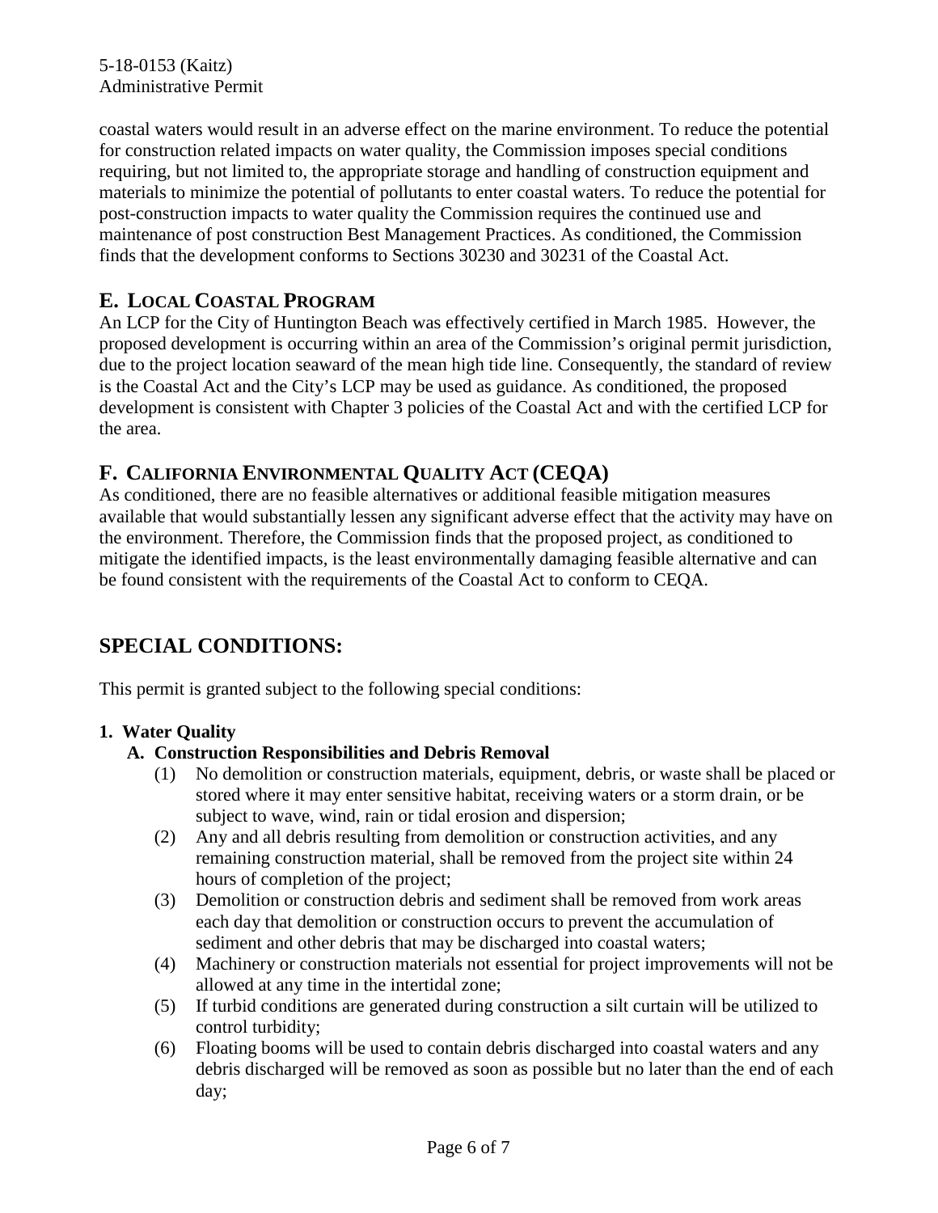coastal waters would result in an adverse effect on the marine environment. To reduce the potential for construction related impacts on water quality, the Commission imposes special conditions requiring, but not limited to, the appropriate storage and handling of construction equipment and materials to minimize the potential of pollutants to enter coastal waters. To reduce the potential for post-construction impacts to water quality the Commission requires the continued use and maintenance of post construction Best Management Practices. As conditioned, the Commission finds that the development conforms to Sections 30230 and 30231 of the Coastal Act.

## E. LOCAL COASTAL PROGRAM

An LCP for the City of Huntington Beach was effectively certified in March 1985. However, the proposed development is occurring within an area of the Commission's original permit jurisdiction, due to the project location seaward of the mean high tide line. Consequently, the standard of review is the Coastal Act and the City's LCP may be used as guidance. As conditioned, the proposed development is consistent with Chapter 3 policies of the Coastal Act and with the certified LCP for the area.

## F. CALIFORNIA ENVIRONMENTAL QUALITY ACT (CEQA)

As conditioned, there are no feasible alternatives or additional feasible mitigation measures available that would substantially lessen any significant adverse effect that the activity may have on the environment. Therefore, the Commission finds that the proposed project, as conditioned to mitigate the identified impacts, is the least environmentally damaging feasible alternative and can be found consistent with the requirements of the Coastal Act to conform to CEQA.

# SPECIAL CONDITIONS:

This permit is granted subject to the following special conditions:

**1. Water Quality**

**A. Construction Responsibilities and Debris Removal**

(1) No demolition or construction materials, equipment, debris, or waste shall be placed or stored where it may enter sensitive habitat, receiving waters or a storm drain, or be subject to wave, wind, rain or tidal erosion and dispersion;

(2) Any and all debris resulting from demolition or construction activities, and any remaining construction material, shall be removed from the project site within 24 hours of completion of the project;

(3) Demolition or construction debris and sediment shall be removed from work areas each day that demolition or construction occurs to prevent the accumulation of sediment and other debris that may be discharged into coastal waters;

(4) Machinery or construction materials not essential for project improvements will not be allowed at any time in the intertidal zone;

(5) If turbid conditions are generated during construction a silt curtain will be utilized to control turbidity;

(6) Floating booms will be used to contain debris discharged into coastal waters and any debris discharged will be removed as soon as possible but no later than the end of each day;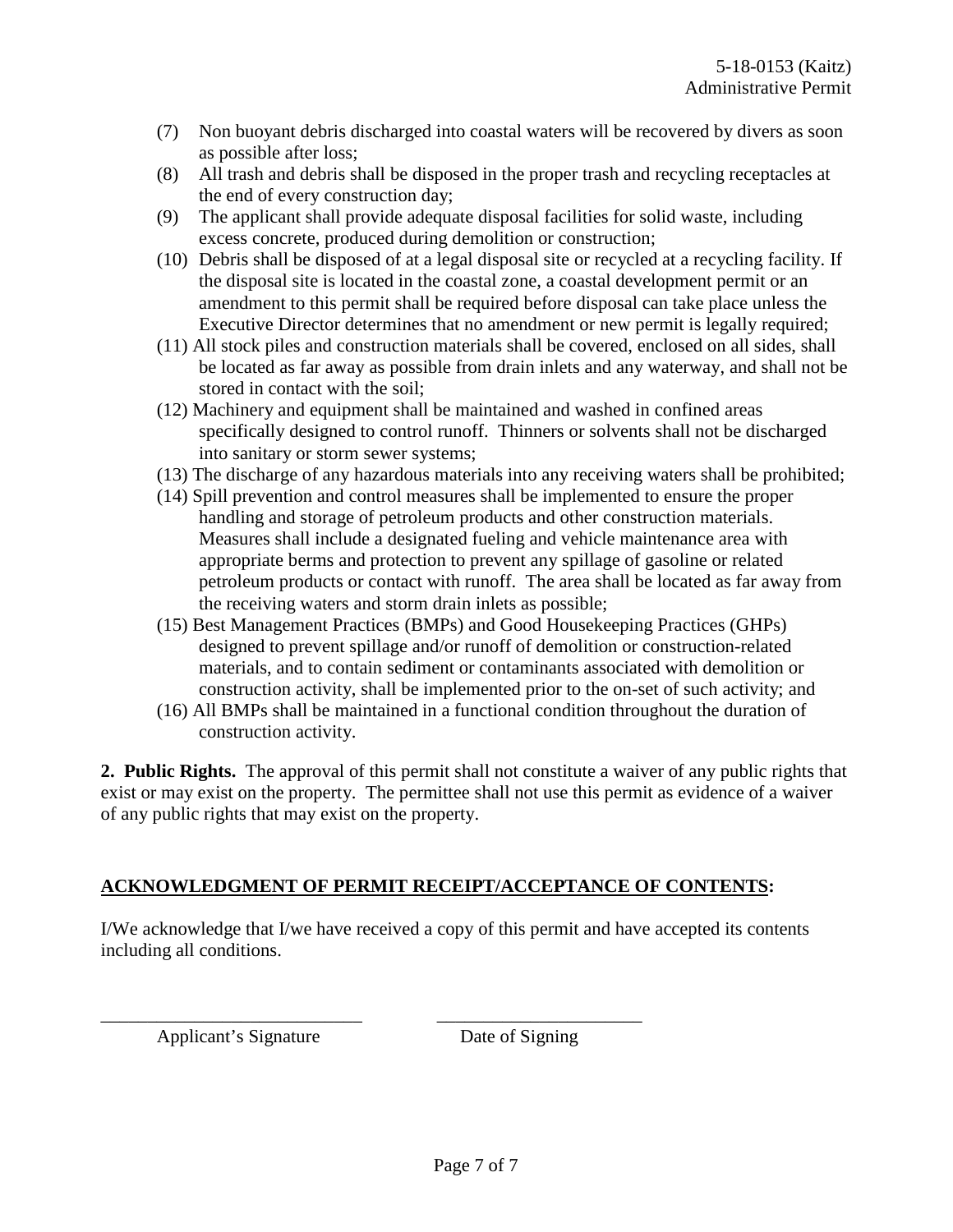(7) Non buoyant debris discharged into coastal waters will be recovered by divers as soon as possible after loss;

(8) All trash and debris shall be disposed in the proper trash and recycling receptacles at the end of every construction day;

(9) The applicant shall provide adequate disposal facilities for solid waste, including excess concrete, produced during demolition or construction;

(10) Debris shall be disposed of at a legal disposal site or recycled at a recycling facility. If the disposal site is located in the coastal zone, a coastal development permit or an amendment to this permit shall be required before disposal can take place unless the Executive Director determines that no amendment or new permit is legally required;

(11) All stock piles and construction materials shall be covered, enclosed on all sides, shall be located as far away as possible from drain inlets and any waterway, and shall not be stored in contact with the soil;

(12) Machinery and equipment shall be maintained and washed in confined areas specifically designed to control runoff. Thinners or solvents shall not be discharged into sanitary or storm sewer systems;

(13) The discharge of any hazardous materials into any receiving waters shall be prohibited;

(14) Spill prevention and control measures shall be implemented to ensure the proper handling and storage of petroleum products and other construction materials. Measures shall include a designated fueling and vehicle maintenance area with appropriate berms and protection to prevent any spillage of gasoline or related petroleum products or contact with runoff. The area shall be located as far away from the receiving waters and storm drain inlets as possible;

(15) Best Management Practices (BMPs) and Good Housekeeping Practices (GHPs) designed to prevent spillage and/or runoff of demolition or construction-related materials, and to contain sediment or contaminants associated with demolition or construction activity, shall be implemented prior to the on-set of such activity; and

(16) All BMPs shall be maintained in a functional condition throughout the duration of construction activity.

**2. Public Rights.** The approval of this permit shall not constitute a waiver of any public rights that exist or may exist on the property. The permittee shall not use this permit as evidence of a waiver of any public rights that may exist on the property.

**ACKNOWLEDGMENT OF PERMIT RECEIPT/ACCEPTANCE OF CONTENTS:**

I/We acknowledge that I/we have received a copy of this permit and have accepted its contents including all conditions.

\_\_\_\_\_\_\_\_\_\_\_\_\_\_\_\_\_\_\_\_\_\_\_\_\_\_\_\_ \_\_\_\_\_\_\_\_\_\_\_\_\_\_\_\_\_\_\_\_\_\_
Applicant's Signature Date of Signing